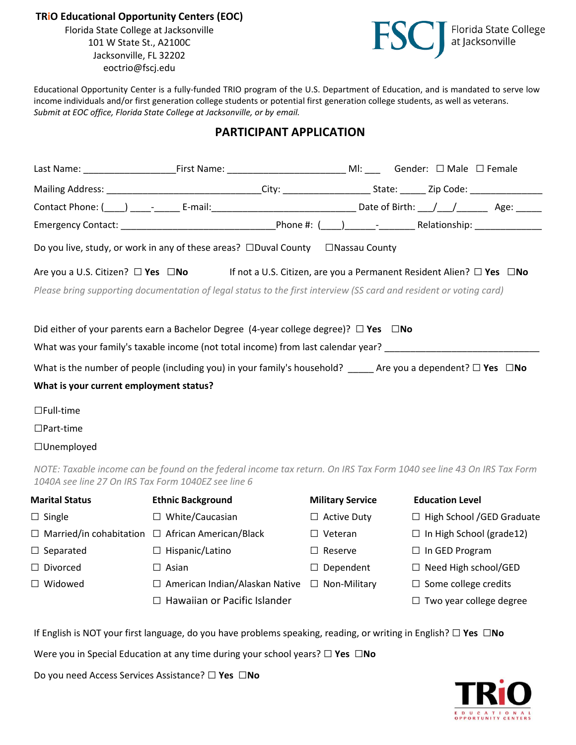**TRiO Educational Opportunity Centers (EOC)**
Florida State College at Jacksonville
101 W State St., A2100C
Jacksonville, FL 32202
eoctrio@fscj.edu

FSCJ Florida State College at Jacksonville

Educational Opportunity Center is a fully-funded TRIO program of the U.S. Department of Education, and is mandated to serve low income individuals and/or first generation college students or potential first generation college students, as well as veterans.
*Submit at EOC office, Florida State College at Jacksonville, or by email.*

## PARTICIPANT APPLICATION

Last Name: _________________ First Name: ______________________ MI: ___ Gender: ☐ Male ☐ Female

Mailing Address: ____________________________ City: ________________ State: _____ Zip Code: ______________

Contact Phone: (____) ____-_____ E-mail: ___________________________ Date of Birth: ___/___/______ Age: _____

Emergency Contact: _____________________________ Phone #: (____)______-_______ Relationship: _____________

Do you live, study, or work in any of these areas? ☐Duval County ☐Nassau County

Are you a U.S. Citizen? ☐ **Yes** ☐**No** If not a U.S. Citizen, are you a Permanent Resident Alien? ☐ **Yes** ☐**No**

*Please bring supporting documentation of legal status to the first interview (SS card and resident or voting card)*

Did either of your parents earn a Bachelor Degree (4-year college degree)? ☐ **Yes** ☐**No**

What was your family's taxable income (not total income) from last calendar year? ______________________________

What is the number of people (including you) in your family's household? _____ Are you a dependent? ☐ **Yes** ☐**No**

**What is your current employment status?**

☐Full-time

☐Part-time

☐Unemployed

*NOTE: Taxable income can be found on the federal income tax return. On IRS Tax Form 1040 see line 43 On IRS Tax Form 1040A see line 27 On IRS Tax Form 1040EZ see line 6*

| **Marital Status** | **Ethnic Background** | **Military Service** | **Education Level** |
|---|---|---|---|
| ☐ Single | ☐ White/Caucasian | ☐ Active Duty | ☐ High School /GED Graduate |
| ☐ Married/in cohabitation | ☐ African American/Black | ☐ Veteran | ☐ In High School (grade12) |
| ☐ Separated | ☐ Hispanic/Latino | ☐ Reserve | ☐ In GED Program |
| ☐ Divorced | ☐ Asian | ☐ Dependent | ☐ Need High school/GED |
| ☐ Widowed | ☐ American Indian/Alaskan Native | ☐ Non-Military | ☐ Some college credits |
| | ☐ Hawaiian or Pacific Islander | | ☐ Two year college degree |

If English is NOT your first language, do you have problems speaking, reading, or writing in English? ☐ **Yes** ☐**No**

Were you in Special Education at any time during your school years? ☐ **Yes** ☐**No**

Do you need Access Services Assistance? ☐ **Yes** ☐**No**

TRiO EDUCATIONAL OPPORTUNITY CENTERS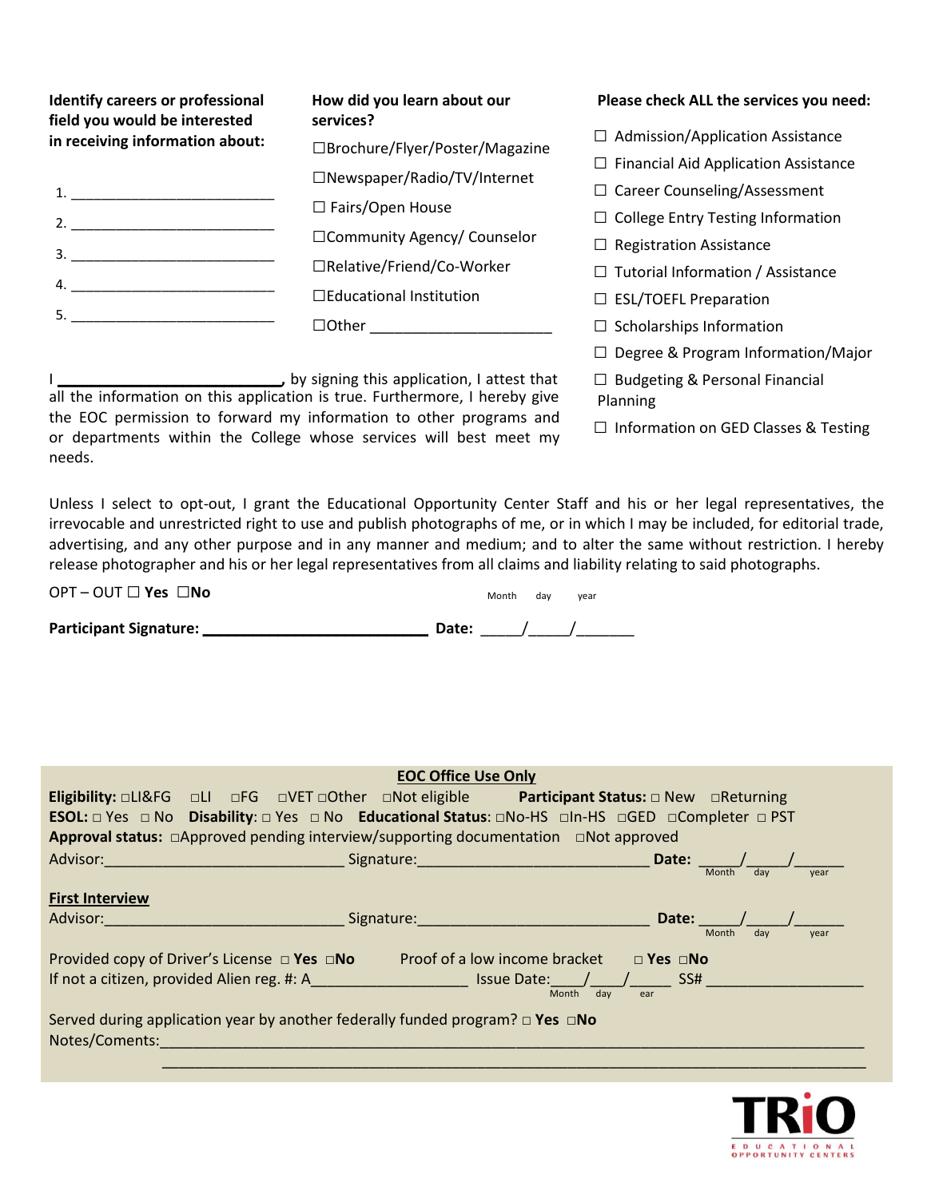**Identify careers or professional field you would be interested in receiving information about:**

1. ___________________________
2. ___________________________
3. ___________________________
4. ___________________________
5. ___________________________

**How did you learn about our services?**

☐Brochure/Flyer/Poster/Magazine

☐Newspaper/Radio/TV/Internet

☐ Fairs/Open House

☐Community Agency/ Counselor

☐Relative/Friend/Co-Worker

☐Educational Institution

☐Other ______________________

**Please check ALL the services you need:**

☐ Admission/Application Assistance

☐ Financial Aid Application Assistance

☐ Career Counseling/Assessment

☐ College Entry Testing Information

☐ Registration Assistance

☐ Tutorial Information / Assistance

☐ ESL/TOEFL Preparation

☐ Scholarships Information

☐ Degree & Program Information/Major

☐ Budgeting & Personal Financial Planning

☐ Information on GED Classes & Testing

I ___________________________, by signing this application, I attest that all the information on this application is true. Furthermore, I hereby give the EOC permission to forward my information to other programs and or departments within the College whose services will best meet my needs.

Unless I select to opt-out, I grant the Educational Opportunity Center Staff and his or her legal representatives, the irrevocable and unrestricted right to use and publish photographs of me, or in which I may be included, for editorial trade, advertising, and any other purpose and in any manner and medium; and to alter the same without restriction. I hereby release photographer and his or her legal representatives from all claims and liability relating to said photographs.

OPT – OUT ☐ **Yes** ☐**No**

**Participant Signature:** ___________________________ **Date:** _____/_____/_______ (Month day year)

**EOC Office Use Only**

**Eligibility:** □LI&FG □LI □FG □VET □Other □Not eligible **Participant Status:** □ New □Returning

**ESOL:** □ Yes □ No **Disability**: □ Yes □ No **Educational Status**: □No-HS □In-HS □GED □Completer □ PST

**Approval status:** □Approved pending interview/supporting documentation □Not approved

Advisor:_____________________________ Signature:_____________________________ **Date:** _____/_____/______ (Month day year)

**First Interview**

Advisor:_____________________________ Signature:_____________________________ **Date:** _____/_____/______ (Month day year)

Provided copy of Driver's License □ **Yes** □**No** Proof of a low income bracket □ **Yes** □**No**

If not a citizen, provided Alien reg. #: A___________________ Issue Date:____/____/_____ (Month day ear) SS# ___________________

Served during application year by another federally funded program? □ **Yes** □**No**

Notes/Coments:_____________________________________________________________________________

_____________________________________________________________________________

TRiO EDUCATIONAL OPPORTUNITY CENTERS